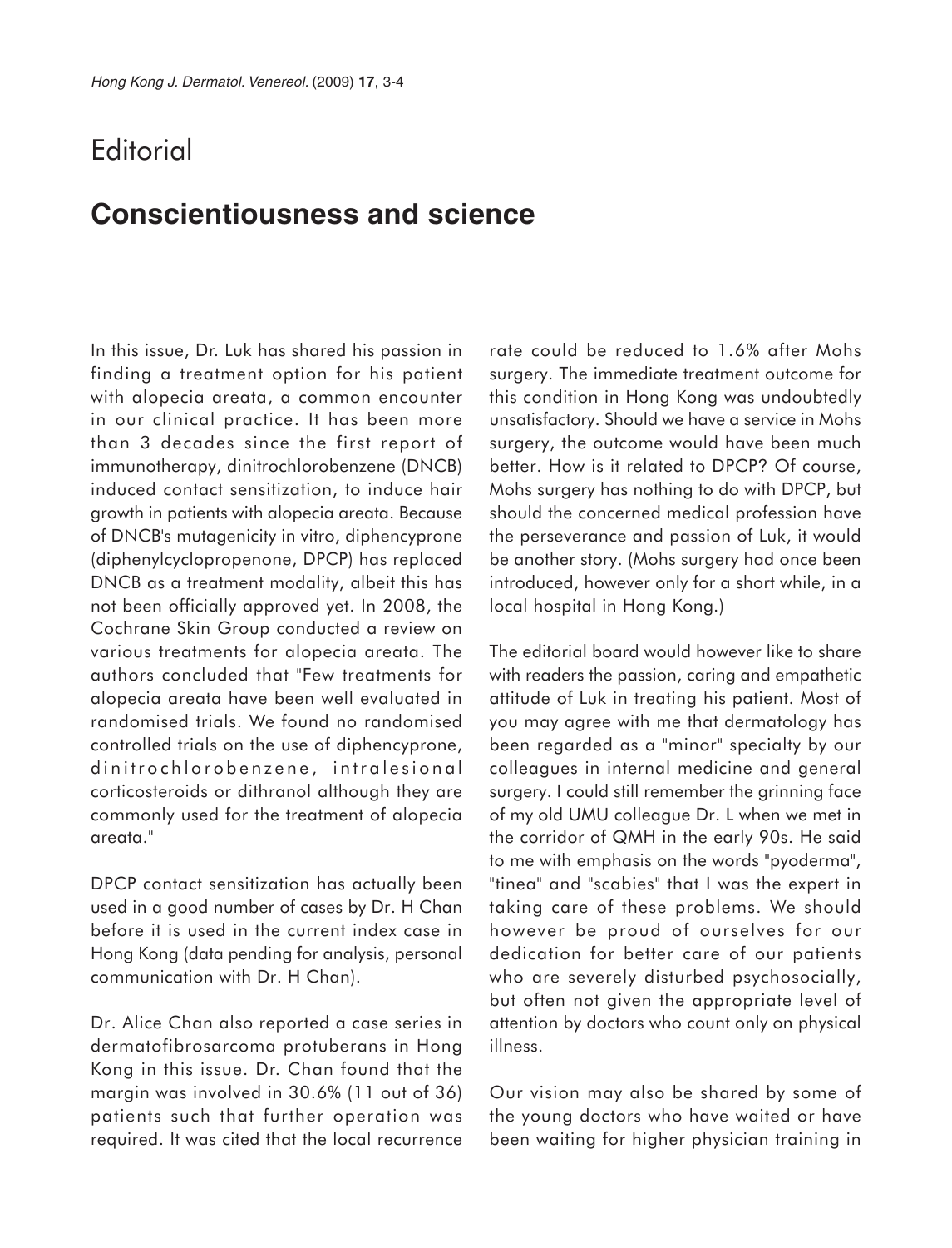# Editorial

## Conscientiousness and science

In this issue, Dr. Luk has shared his passion in finding a treatment option for his patient with alopecia areata, a common encounter in our clinical practice. It has been more than 3 decades since the first report of immunotherapy, dinitrochlorobenzene (DNCB) induced contact sensitization, to induce hair growth in patients with alopecia areata. Because of DNCB's mutagenicity in vitro, diphencyprone (diphenylcyclopropenone, DPCP) has replaced DNCB as a treatment modality, albeit this has not been officially approved yet. In 2008, the Cochrane Skin Group conducted a review on various treatments for alopecia areata. The authors concluded that "Few treatments for alopecia areata have been well evaluated in randomised trials. We found no randomised controlled trials on the use of diphencyprone, dinitrochlorobenzene, intralesional corticosteroids or dithranol although they are commonly used for the treatment of alopecia areata."

DPCP contact sensitization has actually been used in a good number of cases by Dr. H Chan before it is used in the current index case in Hong Kong (data pending for analysis, personal communication with Dr. H Chan).

Dr. Alice Chan also reported a case series in dermatofibrosarcoma protuberans in Hong Kong in this issue. Dr. Chan found that the margin was involved in 30.6% (11 out of 36) patients such that further operation was required. It was cited that the local recurrence rate could be reduced to 1.6% after Mohs surgery. The immediate treatment outcome for this condition in Hong Kong was undoubtedly unsatisfactory. Should we have a service in Mohs surgery, the outcome would have been much better. How is it related to DPCP? Of course, Mohs surgery has nothing to do with DPCP, but should the concerned medical profession have the perseverance and passion of Luk, it would be another story. (Mohs surgery had once been introduced, however only for a short while, in a local hospital in Hong Kong.)

The editorial board would however like to share with readers the passion, caring and empathetic attitude of Luk in treating his patient. Most of you may agree with me that dermatology has been regarded as a "minor" specialty by our colleagues in internal medicine and general surgery. I could still remember the grinning face of my old UMU colleague Dr. L when we met in the corridor of QMH in the early 90s. He said to me with emphasis on the words "pyoderma", "tinea" and "scabies" that I was the expert in taking care of these problems. We should however be proud of ourselves for our dedication for better care of our patients who are severely disturbed psychosocially, but often not given the appropriate level of attention by doctors who count only on physical illness.

Our vision may also be shared by some of the young doctors who have waited or have been waiting for higher physician training in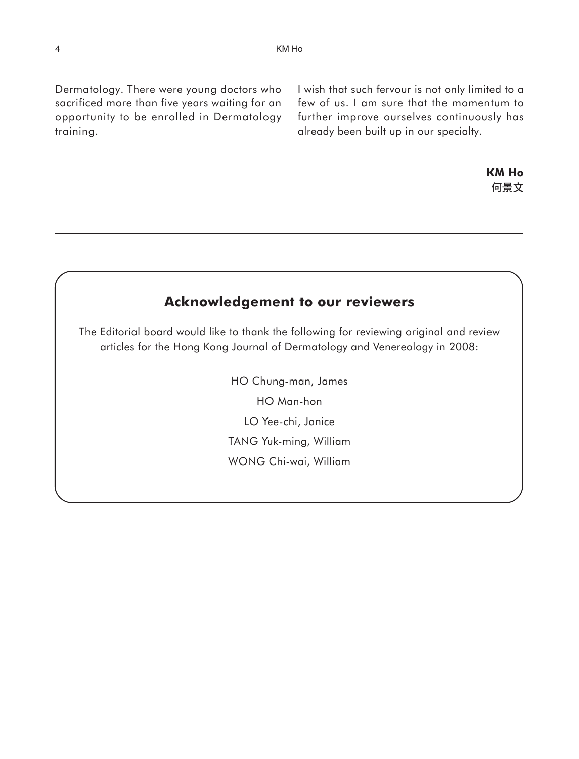Dermatology. There were young doctors who sacrificed more than five years waiting for an opportunity to be enrolled in Dermatology training.

I wish that such fervour is not only limited to a few of us. I am sure that the momentum to further improve ourselves continuously has already been built up in our specialty.

**KM Ho**
**何景文**

---

## Acknowledgement to our reviewers

The Editorial board would like to thank the following for reviewing original and review articles for the Hong Kong Journal of Dermatology and Venereology in 2008:

HO Chung-man, James

HO Man-hon

LO Yee-chi, Janice

TANG Yuk-ming, William

WONG Chi-wai, William